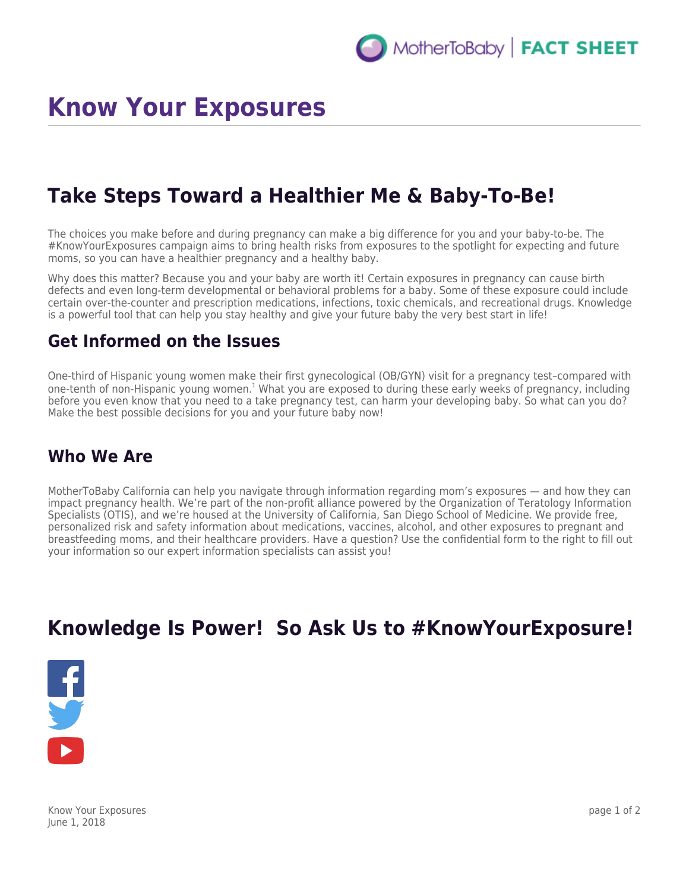# Know Your Exposures

## Take Steps Toward a Healthier Me & Baby-To-Be!

The choices you make before and during pregnancy can make a big difference for you and your baby-to-be. The #KnowYourExposures campaign aims to bring health risks from exposures to the spotlight for expecting and future moms, so you can have a healthier pregnancy and a healthy baby.

Why does this matter? Because you and your baby are worth it! Certain exposures in pregnancy can cause birth defects and even long-term developmental or behavioral problems for a baby. Some of these exposure could include certain over-the-counter and prescription medications, infections, toxic chemicals, and recreational drugs. Knowledge is a powerful tool that can help you stay healthy and give your future baby the very best start in life!

### Get Informed on the Issues

One-third of Hispanic young women make their first gynecological (OB/GYN) visit for a pregnancy test–compared with one-tenth of non-Hispanic young women.[1] What you are exposed to during these early weeks of pregnancy, including before you even know that you need to a take pregnancy test, can harm your developing baby. So what can you do? Make the best possible decisions for you and your future baby now!

### Who We Are

MotherToBaby California can help you navigate through information regarding mom's exposures — and how they can impact pregnancy health. We're part of the non-profit alliance powered by the Organization of Teratology Information Specialists (OTIS), and we're housed at the University of California, San Diego School of Medicine. We provide free, personalized risk and safety information about medications, vaccines, alcohol, and other exposures to pregnant and breastfeeding moms, and their healthcare providers. Have a question? Use the confidential form to the right to fill out your information so our expert information specialists can assist you!

## Knowledge Is Power! So Ask Us to #KnowYourExposure!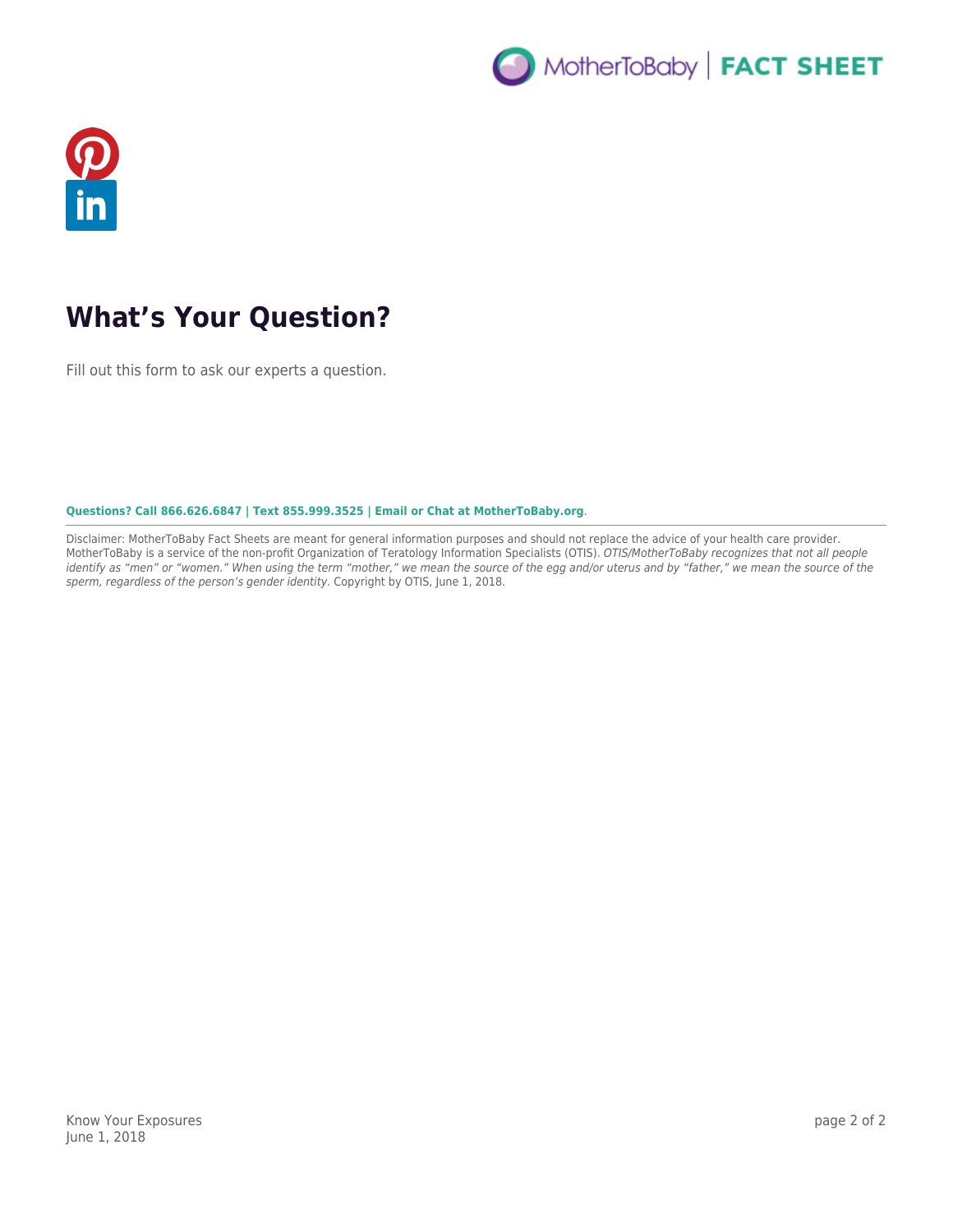## What's Your Question?

Fill out this form to ask our experts a question.

**Questions? Call 866.626.6847 | Text 855.999.3525 | Email or Chat at MotherToBaby.org**.

Disclaimer: MotherToBaby Fact Sheets are meant for general information purposes and should not replace the advice of your health care provider. MotherToBaby is a service of the non-profit Organization of Teratology Information Specialists (OTIS). *OTIS/MotherToBaby recognizes that not all people identify as "men" or "women." When using the term "mother," we mean the source of the egg and/or uterus and by "father," we mean the source of the sperm, regardless of the person's gender identity*. Copyright by OTIS, June 1, 2018.